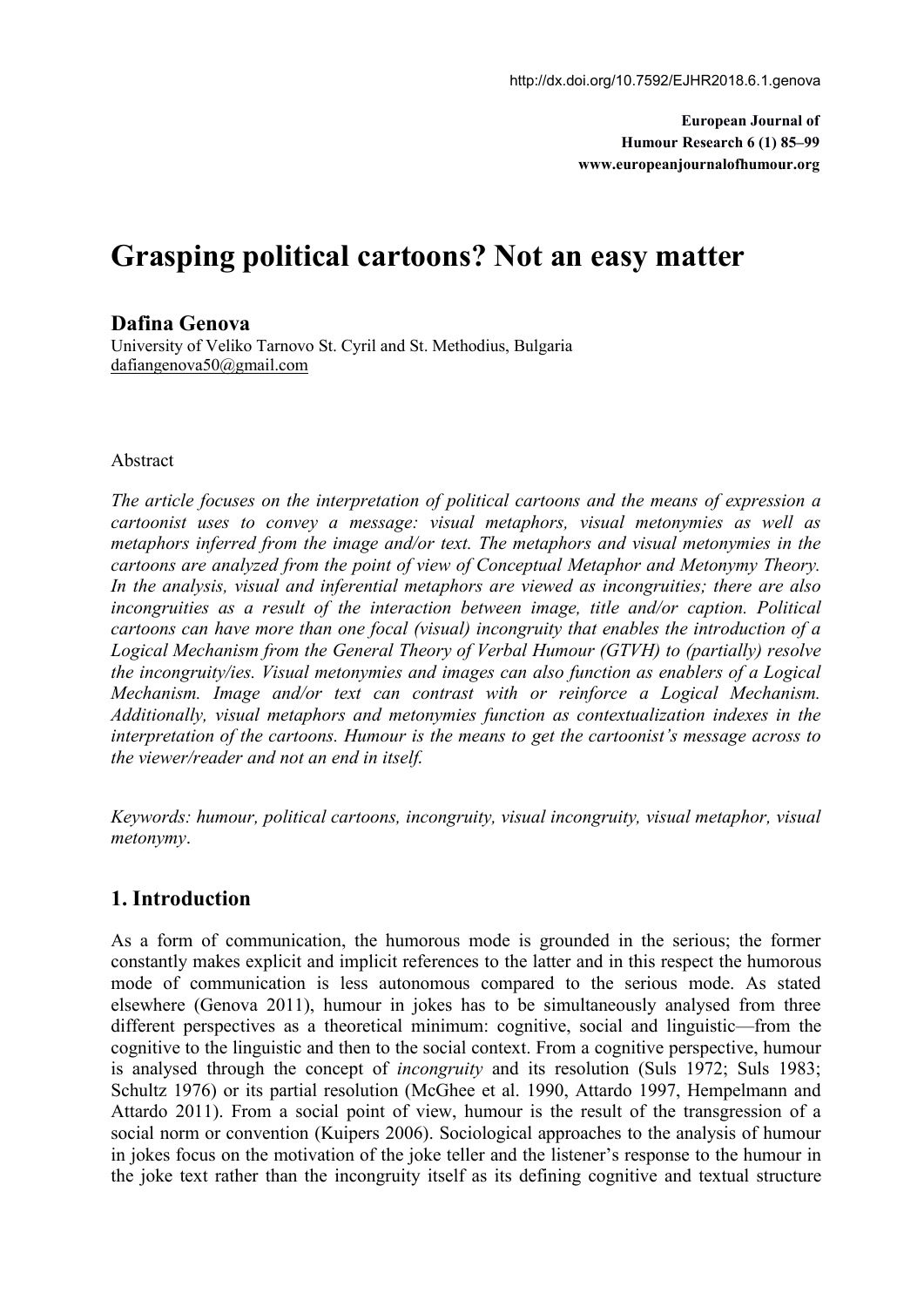http://dx.doi.org/10.7592/EJHR2018.6.1.genova

**European Journal of Humour Research 6 (1) 85–99**
**www.europeanjournalofhumour.org**

# Grasping political cartoons? Not an easy matter

**Dafina Genova**
University of Veliko Tarnovo St. Cyril and St. Methodius, Bulgaria
dafiangenova50@gmail.com

Abstract

*The article focuses on the interpretation of political cartoons and the means of expression a cartoonist uses to convey a message: visual metaphors, visual metonymies as well as metaphors inferred from the image and/or text. The metaphors and visual metonymies in the cartoons are analyzed from the point of view of Conceptual Metaphor and Metonymy Theory. In the analysis, visual and inferential metaphors are viewed as incongruities; there are also incongruities as a result of the interaction between image, title and/or caption. Political cartoons can have more than one focal (visual) incongruity that enables the introduction of a Logical Mechanism from the General Theory of Verbal Humour (GTVH) to (partially) resolve the incongruity/ies. Visual metonymies and images can also function as enablers of a Logical Mechanism. Image and/or text can contrast with or reinforce a Logical Mechanism. Additionally, visual metaphors and metonymies function as contextualization indexes in the interpretation of the cartoons. Humour is the means to get the cartoonist's message across to the viewer/reader and not an end in itself.*

*Keywords: humour, political cartoons, incongruity, visual incongruity, visual metaphor, visual metonymy*.

## 1. Introduction

As a form of communication, the humorous mode is grounded in the serious; the former constantly makes explicit and implicit references to the latter and in this respect the humorous mode of communication is less autonomous compared to the serious mode. As stated elsewhere (Genova 2011), humour in jokes has to be simultaneously analysed from three different perspectives as a theoretical minimum: cognitive, social and linguistic—from the cognitive to the linguistic and then to the social context. From a cognitive perspective, humour is analysed through the concept of *incongruity* and its resolution (Suls 1972; Suls 1983; Schultz 1976) or its partial resolution (McGhee et al. 1990, Attardo 1997, Hempelmann and Attardo 2011). From a social point of view, humour is the result of the transgression of a social norm or convention (Kuipers 2006). Sociological approaches to the analysis of humour in jokes focus on the motivation of the joke teller and the listener's response to the humour in the joke text rather than the incongruity itself as its defining cognitive and textual structure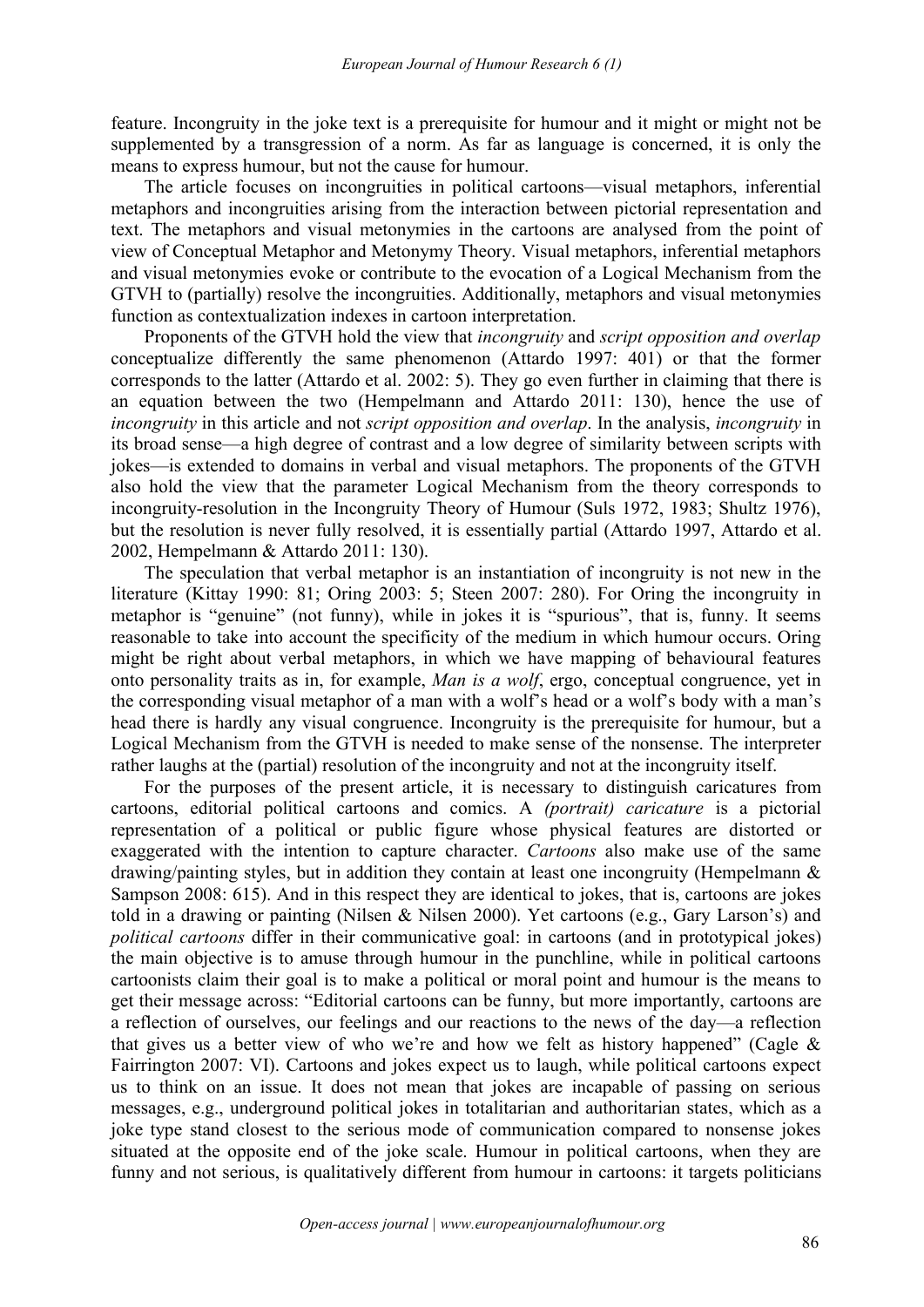feature. Incongruity in the joke text is a prerequisite for humour and it might or might not be supplemented by a transgression of a norm. As far as language is concerned, it is only the means to express humour, but not the cause for humour.

The article focuses on incongruities in political cartoons—visual metaphors, inferential metaphors and incongruities arising from the interaction between pictorial representation and text. The metaphors and visual metonymies in the cartoons are analysed from the point of view of Conceptual Metaphor and Metonymy Theory. Visual metaphors, inferential metaphors and visual metonymies evoke or contribute to the evocation of a Logical Mechanism from the GTVH to (partially) resolve the incongruities. Additionally, metaphors and visual metonymies function as contextualization indexes in cartoon interpretation.

Proponents of the GTVH hold the view that *incongruity* and *script opposition and overlap* conceptualize differently the same phenomenon (Attardo 1997: 401) or that the former corresponds to the latter (Attardo et al. 2002: 5). They go even further in claiming that there is an equation between the two (Hempelmann and Attardo 2011: 130), hence the use of *incongruity* in this article and not *script opposition and overlap*. In the analysis, *incongruity* in its broad sense—a high degree of contrast and a low degree of similarity between scripts with jokes—is extended to domains in verbal and visual metaphors. The proponents of the GTVH also hold the view that the parameter Logical Mechanism from the theory corresponds to incongruity-resolution in the Incongruity Theory of Humour (Suls 1972, 1983; Shultz 1976), but the resolution is never fully resolved, it is essentially partial (Attardo 1997, Attardo et al. 2002, Hempelmann & Attardo 2011: 130).

The speculation that verbal metaphor is an instantiation of incongruity is not new in the literature (Kittay 1990: 81; Oring 2003: 5; Steen 2007: 280). For Oring the incongruity in metaphor is "genuine" (not funny), while in jokes it is "spurious", that is, funny. It seems reasonable to take into account the specificity of the medium in which humour occurs. Oring might be right about verbal metaphors, in which we have mapping of behavioural features onto personality traits as in, for example, *Man is a wolf*, ergo, conceptual congruence, yet in the corresponding visual metaphor of a man with a wolf's head or a wolf's body with a man's head there is hardly any visual congruence. Incongruity is the prerequisite for humour, but a Logical Mechanism from the GTVH is needed to make sense of the nonsense. The interpreter rather laughs at the (partial) resolution of the incongruity and not at the incongruity itself.

For the purposes of the present article, it is necessary to distinguish caricatures from cartoons, editorial political cartoons and comics. A *(portrait) caricature* is a pictorial representation of a political or public figure whose physical features are distorted or exaggerated with the intention to capture character. *Cartoons* also make use of the same drawing/painting styles, but in addition they contain at least one incongruity (Hempelmann & Sampson 2008: 615). And in this respect they are identical to jokes, that is, cartoons are jokes told in a drawing or painting (Nilsen & Nilsen 2000). Yet cartoons (e.g., Gary Larson's) and *political cartoons* differ in their communicative goal: in cartoons (and in prototypical jokes) the main objective is to amuse through humour in the punchline, while in political cartoons cartoonists claim their goal is to make a political or moral point and humour is the means to get their message across: "Editorial cartoons can be funny, but more importantly, cartoons are a reflection of ourselves, our feelings and our reactions to the news of the day—a reflection that gives us a better view of who we're and how we felt as history happened" (Cagle & Fairrington 2007: VI). Cartoons and jokes expect us to laugh, while political cartoons expect us to think on an issue. It does not mean that jokes are incapable of passing on serious messages, e.g., underground political jokes in totalitarian and authoritarian states, which as a joke type stand closest to the serious mode of communication compared to nonsense jokes situated at the opposite end of the joke scale. Humour in political cartoons, when they are funny and not serious, is qualitatively different from humour in cartoons: it targets politicians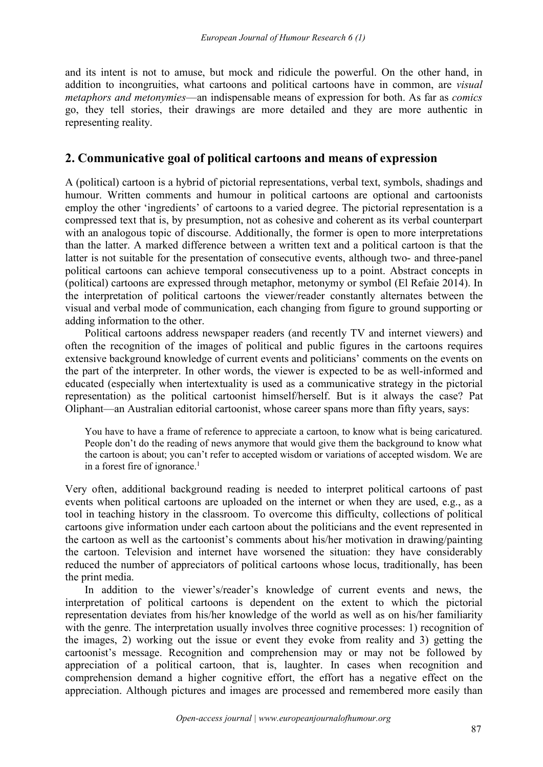and its intent is not to amuse, but mock and ridicule the powerful. On the other hand, in addition to incongruities, what cartoons and political cartoons have in common, are *visual metaphors and metonymies*—an indispensable means of expression for both. As far as *comics* go, they tell stories, their drawings are more detailed and they are more authentic in representing reality.

## 2. Communicative goal of political cartoons and means of expression

A (political) cartoon is a hybrid of pictorial representations, verbal text, symbols, shadings and humour. Written comments and humour in political cartoons are optional and cartoonists employ the other 'ingredients' of cartoons to a varied degree. The pictorial representation is a compressed text that is, by presumption, not as cohesive and coherent as its verbal counterpart with an analogous topic of discourse. Additionally, the former is open to more interpretations than the latter. A marked difference between a written text and a political cartoon is that the latter is not suitable for the presentation of consecutive events, although two- and three-panel political cartoons can achieve temporal consecutiveness up to a point. Abstract concepts in (political) cartoons are expressed through metaphor, metonymy or symbol (El Refaie 2014). In the interpretation of political cartoons the viewer/reader constantly alternates between the visual and verbal mode of communication, each changing from figure to ground supporting or adding information to the other.

Political cartoons address newspaper readers (and recently TV and internet viewers) and often the recognition of the images of political and public figures in the cartoons requires extensive background knowledge of current events and politicians' comments on the events on the part of the interpreter. In other words, the viewer is expected to be as well-informed and educated (especially when intertextuality is used as a communicative strategy in the pictorial representation) as the political cartoonist himself/herself. But is it always the case? Pat Oliphant—an Australian editorial cartoonist, whose career spans more than fifty years, says:

> You have to have a frame of reference to appreciate a cartoon, to know what is being caricatured. People don't do the reading of news anymore that would give them the background to know what the cartoon is about; you can't refer to accepted wisdom or variations of accepted wisdom. We are in a forest fire of ignorance.[1]

Very often, additional background reading is needed to interpret political cartoons of past events when political cartoons are uploaded on the internet or when they are used, e.g., as a tool in teaching history in the classroom. To overcome this difficulty, collections of political cartoons give information under each cartoon about the politicians and the event represented in the cartoon as well as the cartoonist's comments about his/her motivation in drawing/painting the cartoon. Television and internet have worsened the situation: they have considerably reduced the number of appreciators of political cartoons whose locus, traditionally, has been the print media.

In addition to the viewer's/reader's knowledge of current events and news, the interpretation of political cartoons is dependent on the extent to which the pictorial representation deviates from his/her knowledge of the world as well as on his/her familiarity with the genre. The interpretation usually involves three cognitive processes: 1) recognition of the images, 2) working out the issue or event they evoke from reality and 3) getting the cartoonist's message. Recognition and comprehension may or may not be followed by appreciation of a political cartoon, that is, laughter. In cases when recognition and comprehension demand a higher cognitive effort, the effort has a negative effect on the appreciation. Although pictures and images are processed and remembered more easily than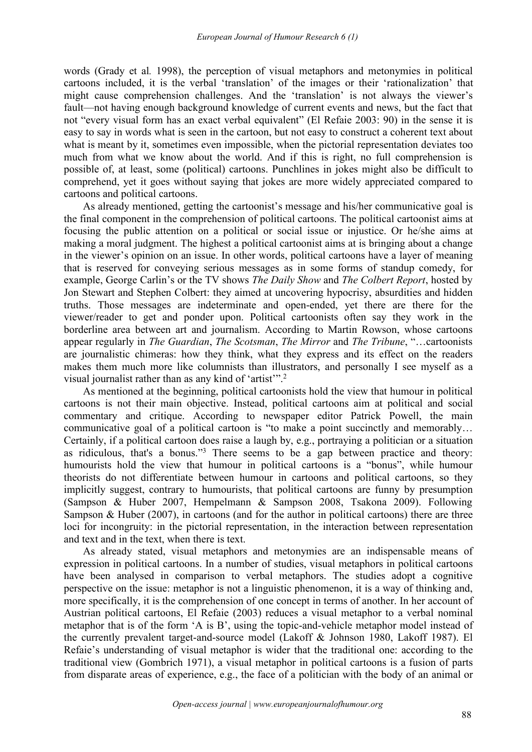words (Grady et al*.* 1998), the perception of visual metaphors and metonymies in political cartoons included, it is the verbal 'translation' of the images or their 'rationalization' that might cause comprehension challenges. And the 'translation' is not always the viewer's fault—not having enough background knowledge of current events and news, but the fact that not "every visual form has an exact verbal equivalent" (El Refaie 2003: 90) in the sense it is easy to say in words what is seen in the cartoon, but not easy to construct a coherent text about what is meant by it, sometimes even impossible, when the pictorial representation deviates too much from what we know about the world. And if this is right, no full comprehension is possible of, at least, some (political) cartoons. Punchlines in jokes might also be difficult to comprehend, yet it goes without saying that jokes are more widely appreciated compared to cartoons and political cartoons.

As already mentioned, getting the cartoonist's message and his/her communicative goal is the final component in the comprehension of political cartoons. The political cartoonist aims at focusing the public attention on a political or social issue or injustice. Or he/she aims at making a moral judgment. The highest a political cartoonist aims at is bringing about a change in the viewer's opinion on an issue. In other words, political cartoons have a layer of meaning that is reserved for conveying serious messages as in some forms of standup comedy, for example, George Carlin's or the TV shows *The Daily Show* and *The Colbert Report*, hosted by Jon Stewart and Stephen Colbert: they aimed at uncovering hypocrisy, absurdities and hidden truths. Those messages are indeterminate and open-ended, yet there are there for the viewer/reader to get and ponder upon. Political cartoonists often say they work in the borderline area between art and journalism. According to Martin Rowson, whose cartoons appear regularly in *The Guardian*, *The Scotsman*, *The Mirror* and *The Tribune*, "…cartoonists are journalistic chimeras: how they think, what they express and its effect on the readers makes them much more like columnists than illustrators, and personally I see myself as a visual journalist rather than as any kind of 'artist'".[2]

As mentioned at the beginning, political cartoonists hold the view that humour in political cartoons is not their main objective. Instead, political cartoons aim at political and social commentary and critique. According to newspaper editor Patrick Powell, the main communicative goal of a political cartoon is "to make a point succinctly and memorably… Certainly, if a political cartoon does raise a laugh by, e.g., portraying a politician or a situation as ridiculous, that's a bonus."[3] There seems to be a gap between practice and theory: humourists hold the view that humour in political cartoons is a "bonus", while humour theorists do not differentiate between humour in cartoons and political cartoons, so they implicitly suggest, contrary to humourists, that political cartoons are funny by presumption (Sampson & Huber 2007, Hempelmann & Sampson 2008, Tsakona 2009). Following Sampson & Huber (2007), in cartoons (and for the author in political cartoons) there are three loci for incongruity: in the pictorial representation, in the interaction between representation and text and in the text, when there is text.

As already stated, visual metaphors and metonymies are an indispensable means of expression in political cartoons. In a number of studies, visual metaphors in political cartoons have been analysed in comparison to verbal metaphors. The studies adopt a cognitive perspective on the issue: metaphor is not a linguistic phenomenon, it is a way of thinking and, more specifically, it is the comprehension of one concept in terms of another. In her account of Austrian political cartoons, El Refaie (2003) reduces a visual metaphor to a verbal nominal metaphor that is of the form 'A is B', using the topic-and-vehicle metaphor model instead of the currently prevalent target-and-source model (Lakoff & Johnson 1980, Lakoff 1987). El Refaie's understanding of visual metaphor is wider that the traditional one: according to the traditional view (Gombrich 1971), a visual metaphor in political cartoons is a fusion of parts from disparate areas of experience, e.g., the face of a politician with the body of an animal or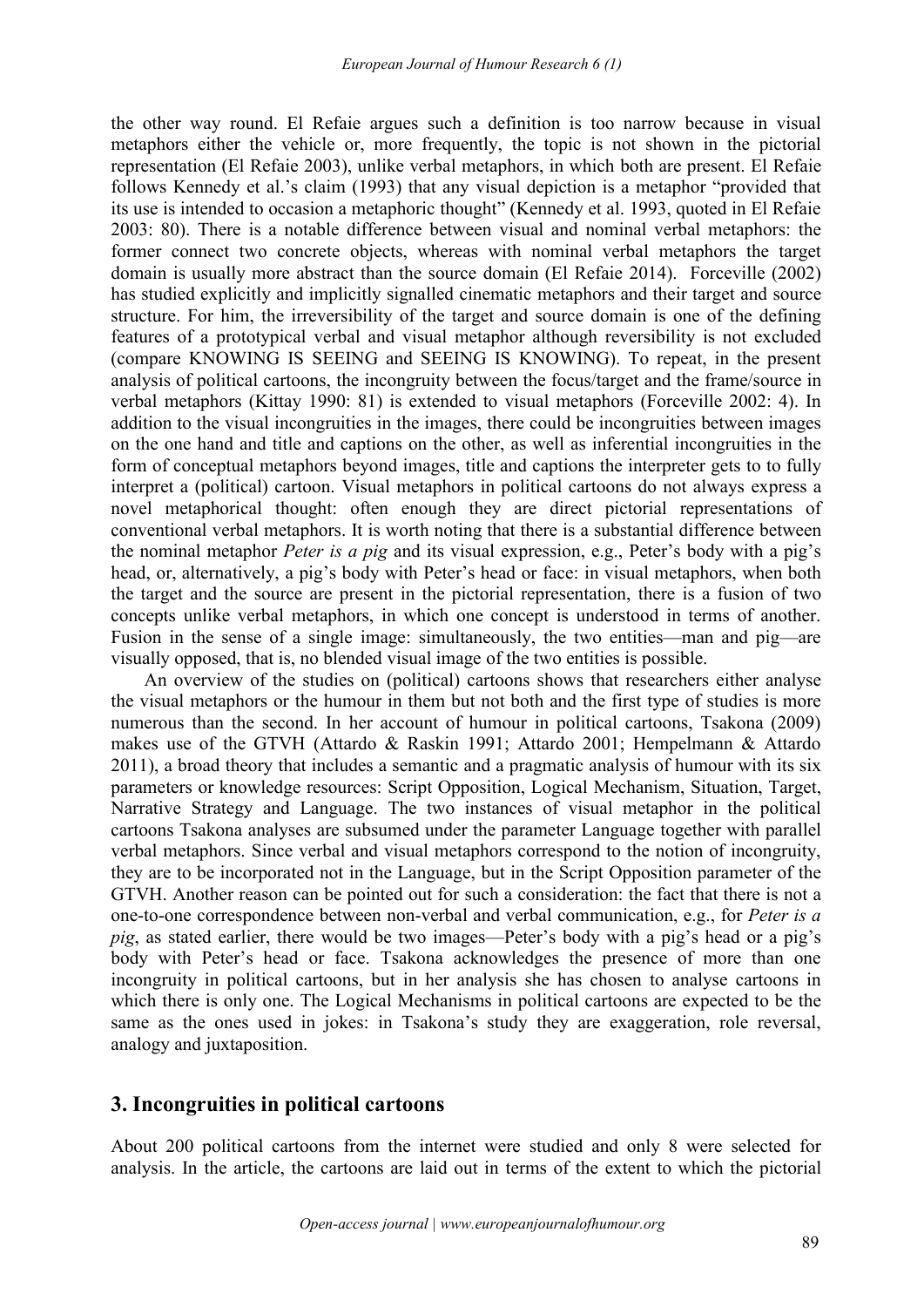the other way round. El Refaie argues such a definition is too narrow because in visual metaphors either the vehicle or, more frequently, the topic is not shown in the pictorial representation (El Refaie 2003), unlike verbal metaphors, in which both are present. El Refaie follows Kennedy et al.'s claim (1993) that any visual depiction is a metaphor "provided that its use is intended to occasion a metaphoric thought" (Kennedy et al. 1993, quoted in El Refaie 2003: 80). There is a notable difference between visual and nominal verbal metaphors: the former connect two concrete objects, whereas with nominal verbal metaphors the target domain is usually more abstract than the source domain (El Refaie 2014). Forceville (2002) has studied explicitly and implicitly signalled cinematic metaphors and their target and source structure. For him, the irreversibility of the target and source domain is one of the defining features of a prototypical verbal and visual metaphor although reversibility is not excluded (compare KNOWING IS SEEING and SEEING IS KNOWING). To repeat, in the present analysis of political cartoons, the incongruity between the focus/target and the frame/source in verbal metaphors (Kittay 1990: 81) is extended to visual metaphors (Forceville 2002: 4). In addition to the visual incongruities in the images, there could be incongruities between images on the one hand and title and captions on the other, as well as inferential incongruities in the form of conceptual metaphors beyond images, title and captions the interpreter gets to to fully interpret a (political) cartoon. Visual metaphors in political cartoons do not always express a novel metaphorical thought: often enough they are direct pictorial representations of conventional verbal metaphors. It is worth noting that there is a substantial difference between the nominal metaphor *Peter is a pig* and its visual expression, e.g., Peter's body with a pig's head, or, alternatively, a pig's body with Peter's head or face: in visual metaphors, when both the target and the source are present in the pictorial representation, there is a fusion of two concepts unlike verbal metaphors, in which one concept is understood in terms of another. Fusion in the sense of a single image: simultaneously, the two entities—man and pig—are visually opposed, that is, no blended visual image of the two entities is possible.

An overview of the studies on (political) cartoons shows that researchers either analyse the visual metaphors or the humour in them but not both and the first type of studies is more numerous than the second. In her account of humour in political cartoons, Tsakona (2009) makes use of the GTVH (Attardo & Raskin 1991; Attardo 2001; Hempelmann & Attardo 2011), a broad theory that includes a semantic and a pragmatic analysis of humour with its six parameters or knowledge resources: Script Opposition, Logical Mechanism, Situation, Target, Narrative Strategy and Language. The two instances of visual metaphor in the political cartoons Tsakona analyses are subsumed under the parameter Language together with parallel verbal metaphors. Since verbal and visual metaphors correspond to the notion of incongruity, they are to be incorporated not in the Language, but in the Script Opposition parameter of the GTVH. Another reason can be pointed out for such a consideration: the fact that there is not a one-to-one correspondence between non-verbal and verbal communication, e.g., for *Peter is a pig*, as stated earlier, there would be two images—Peter's body with a pig's head or a pig's body with Peter's head or face. Tsakona acknowledges the presence of more than one incongruity in political cartoons, but in her analysis she has chosen to analyse cartoons in which there is only one. The Logical Mechanisms in political cartoons are expected to be the same as the ones used in jokes: in Tsakona's study they are exaggeration, role reversal, analogy and juxtaposition.

## 3. Incongruities in political cartoons

About 200 political cartoons from the internet were studied and only 8 were selected for analysis. In the article, the cartoons are laid out in terms of the extent to which the pictorial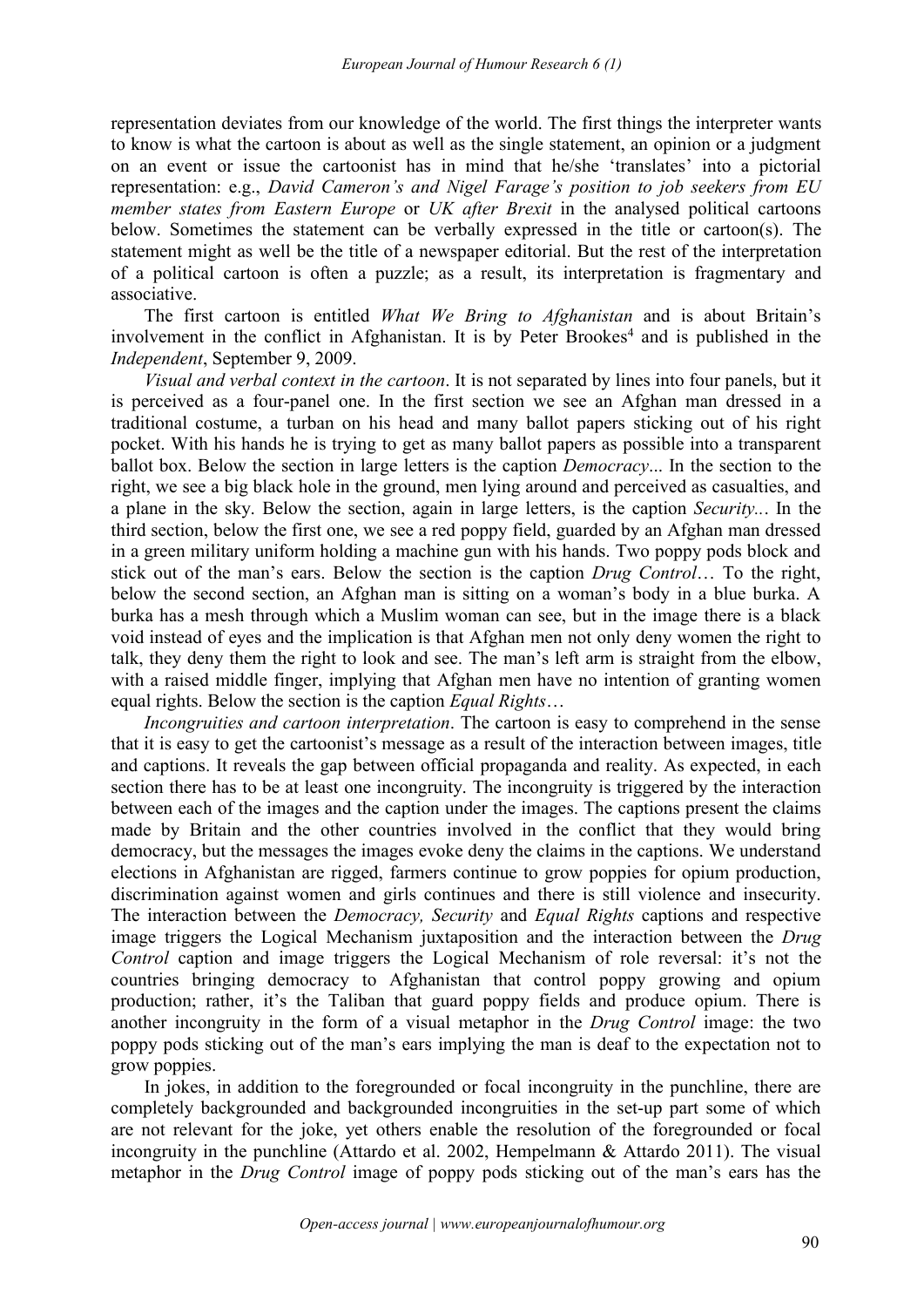representation deviates from our knowledge of the world. The first things the interpreter wants to know is what the cartoon is about as well as the single statement, an opinion or a judgment on an event or issue the cartoonist has in mind that he/she 'translates' into a pictorial representation: e.g., *David Cameron's and Nigel Farage's position to job seekers from EU member states from Eastern Europe* or *UK after Brexit* in the analysed political cartoons below. Sometimes the statement can be verbally expressed in the title or cartoon(s). The statement might as well be the title of a newspaper editorial. But the rest of the interpretation of a political cartoon is often a puzzle; as a result, its interpretation is fragmentary and associative.

The first cartoon is entitled *What We Bring to Afghanistan* and is about Britain's involvement in the conflict in Afghanistan. It is by Peter Brookes[4] and is published in the *Independent*, September 9, 2009.

*Visual and verbal context in the cartoon*. It is not separated by lines into four panels, but it is perceived as a four-panel one. In the first section we see an Afghan man dressed in a traditional costume, a turban on his head and many ballot papers sticking out of his right pocket. With his hands he is trying to get as many ballot papers as possible into a transparent ballot box. Below the section in large letters is the caption *Democracy*... In the section to the right, we see a big black hole in the ground, men lying around and perceived as casualties, and a plane in the sky. Below the section, again in large letters, is the caption *Security...* In the third section, below the first one, we see a red poppy field, guarded by an Afghan man dressed in a green military uniform holding a machine gun with his hands. Two poppy pods block and stick out of the man's ears. Below the section is the caption *Drug Control*… To the right, below the second section, an Afghan man is sitting on a woman's body in a blue burka. A burka has a mesh through which a Muslim woman can see, but in the image there is a black void instead of eyes and the implication is that Afghan men not only deny women the right to talk, they deny them the right to look and see. The man's left arm is straight from the elbow, with a raised middle finger, implying that Afghan men have no intention of granting women equal rights. Below the section is the caption *Equal Rights*…

*Incongruities and cartoon interpretation*. The cartoon is easy to comprehend in the sense that it is easy to get the cartoonist's message as a result of the interaction between images, title and captions. It reveals the gap between official propaganda and reality. As expected, in each section there has to be at least one incongruity. The incongruity is triggered by the interaction between each of the images and the caption under the images. The captions present the claims made by Britain and the other countries involved in the conflict that they would bring democracy, but the messages the images evoke deny the claims in the captions. We understand elections in Afghanistan are rigged, farmers continue to grow poppies for opium production, discrimination against women and girls continues and there is still violence and insecurity. The interaction between the *Democracy, Security* and *Equal Rights* captions and respective image triggers the Logical Mechanism juxtaposition and the interaction between the *Drug Control* caption and image triggers the Logical Mechanism of role reversal: it's not the countries bringing democracy to Afghanistan that control poppy growing and opium production; rather, it's the Taliban that guard poppy fields and produce opium. There is another incongruity in the form of a visual metaphor in the *Drug Control* image: the two poppy pods sticking out of the man's ears implying the man is deaf to the expectation not to grow poppies.

In jokes, in addition to the foregrounded or focal incongruity in the punchline, there are completely backgrounded and backgrounded incongruities in the set-up part some of which are not relevant for the joke, yet others enable the resolution of the foregrounded or focal incongruity in the punchline (Attardo et al. 2002, Hempelmann & Attardo 2011). The visual metaphor in the *Drug Control* image of poppy pods sticking out of the man's ears has the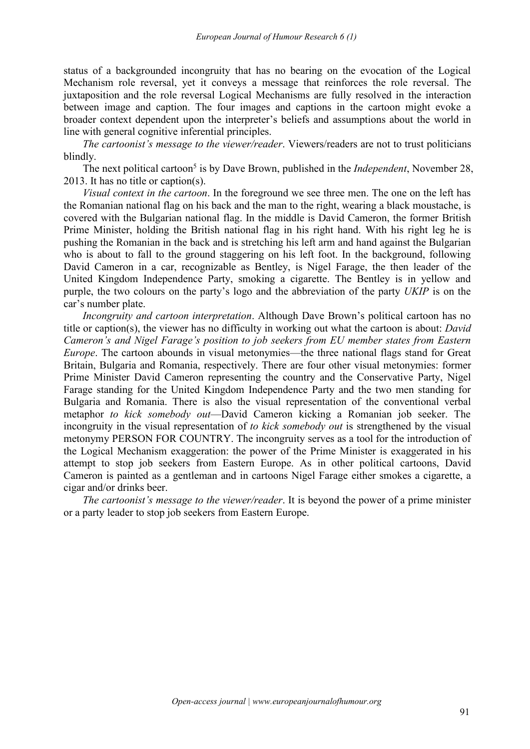status of a backgrounded incongruity that has no bearing on the evocation of the Logical Mechanism role reversal, yet it conveys a message that reinforces the role reversal. The juxtaposition and the role reversal Logical Mechanisms are fully resolved in the interaction between image and caption. The four images and captions in the cartoon might evoke a broader context dependent upon the interpreter's beliefs and assumptions about the world in line with general cognitive inferential principles.

*The cartoonist's message to the viewer/reader*. Viewers/readers are not to trust politicians blindly.

The next political cartoon[5] is by Dave Brown, published in the *Independent*, November 28, 2013. It has no title or caption(s).

*Visual context in the cartoon*. In the foreground we see three men. The one on the left has the Romanian national flag on his back and the man to the right, wearing a black moustache, is covered with the Bulgarian national flag. In the middle is David Cameron, the former British Prime Minister, holding the British national flag in his right hand. With his right leg he is pushing the Romanian in the back and is stretching his left arm and hand against the Bulgarian who is about to fall to the ground staggering on his left foot. In the background, following David Cameron in a car, recognizable as Bentley, is Nigel Farage, the then leader of the United Kingdom Independence Party, smoking a cigarette. The Bentley is in yellow and purple, the two colours on the party's logo and the abbreviation of the party *UKIP* is on the car's number plate.

*Incongruity and cartoon interpretation*. Although Dave Brown's political cartoon has no title or caption(s), the viewer has no difficulty in working out what the cartoon is about: *David Cameron's and Nigel Farage's position to job seekers from EU member states from Eastern Europe*. The cartoon abounds in visual metonymies—the three national flags stand for Great Britain, Bulgaria and Romania, respectively. There are four other visual metonymies: former Prime Minister David Cameron representing the country and the Conservative Party, Nigel Farage standing for the United Kingdom Independence Party and the two men standing for Bulgaria and Romania. There is also the visual representation of the conventional verbal metaphor *to kick somebody out*—David Cameron kicking a Romanian job seeker. The incongruity in the visual representation of *to kick somebody out* is strengthened by the visual metonymy PERSON FOR COUNTRY. The incongruity serves as a tool for the introduction of the Logical Mechanism exaggeration: the power of the Prime Minister is exaggerated in his attempt to stop job seekers from Eastern Europe. As in other political cartoons, David Cameron is painted as a gentleman and in cartoons Nigel Farage either smokes a cigarette, a cigar and/or drinks beer.

*The cartoonist's message to the viewer/reader*. It is beyond the power of a prime minister or a party leader to stop job seekers from Eastern Europe.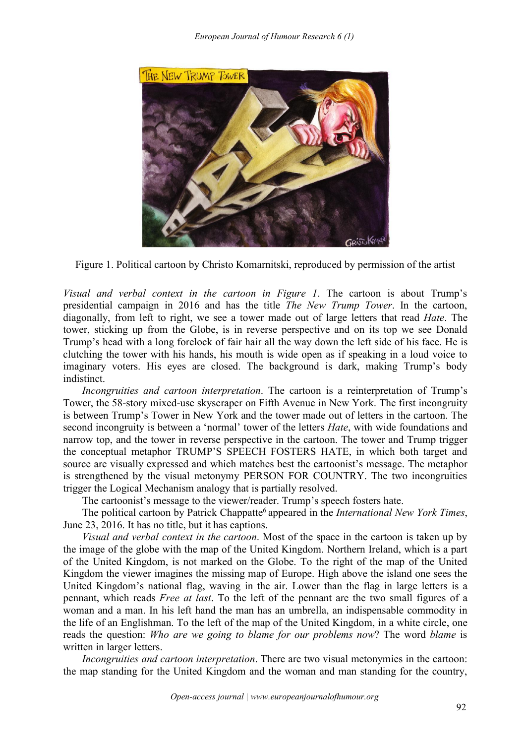Figure 1. Political cartoon by Christo Komarnitski, reproduced by permission of the artist

*Visual and verbal context in the cartoon in Figure 1*. The cartoon is about Trump's presidential campaign in 2016 and has the title *The New Trump Tower*. In the cartoon, diagonally, from left to right, we see a tower made out of large letters that read *Hate*. The tower, sticking up from the Globe, is in reverse perspective and on its top we see Donald Trump's head with a long forelock of fair hair all the way down the left side of his face. He is clutching the tower with his hands, his mouth is wide open as if speaking in a loud voice to imaginary voters. His eyes are closed. The background is dark, making Trump's body indistinct.

*Incongruities and cartoon interpretation*. The cartoon is a reinterpretation of Trump's Tower, the 58-story mixed-use skyscraper on Fifth Avenue in New York. The first incongruity is between Trump's Tower in New York and the tower made out of letters in the cartoon. The second incongruity is between a 'normal' tower of the letters *Hate*, with wide foundations and narrow top, and the tower in reverse perspective in the cartoon. The tower and Trump trigger the conceptual metaphor TRUMP'S SPEECH FOSTERS HATE, in which both target and source are visually expressed and which matches best the cartoonist's message. The metaphor is strengthened by the visual metonymy PERSON FOR COUNTRY. The two incongruities trigger the Logical Mechanism analogy that is partially resolved.

The cartoonist's message to the viewer/reader. Trump's speech fosters hate.

The political cartoon by Patrick Chappatte[6] appeared in the *International New York Times*, June 23, 2016. It has no title, but it has captions.

*Visual and verbal context in the cartoon*. Most of the space in the cartoon is taken up by the image of the globe with the map of the United Kingdom. Northern Ireland, which is a part of the United Kingdom, is not marked on the Globe. To the right of the map of the United Kingdom the viewer imagines the missing map of Europe. High above the island one sees the United Kingdom's national flag, waving in the air. Lower than the flag in large letters is a pennant, which reads *Free at last*. To the left of the pennant are the two small figures of a woman and a man. In his left hand the man has an umbrella, an indispensable commodity in the life of an Englishman. To the left of the map of the United Kingdom, in a white circle, one reads the question: *Who are we going to blame for our problems now*? The word *blame* is written in larger letters.

*Incongruities and cartoon interpretation*. There are two visual metonymies in the cartoon: the map standing for the United Kingdom and the woman and man standing for the country,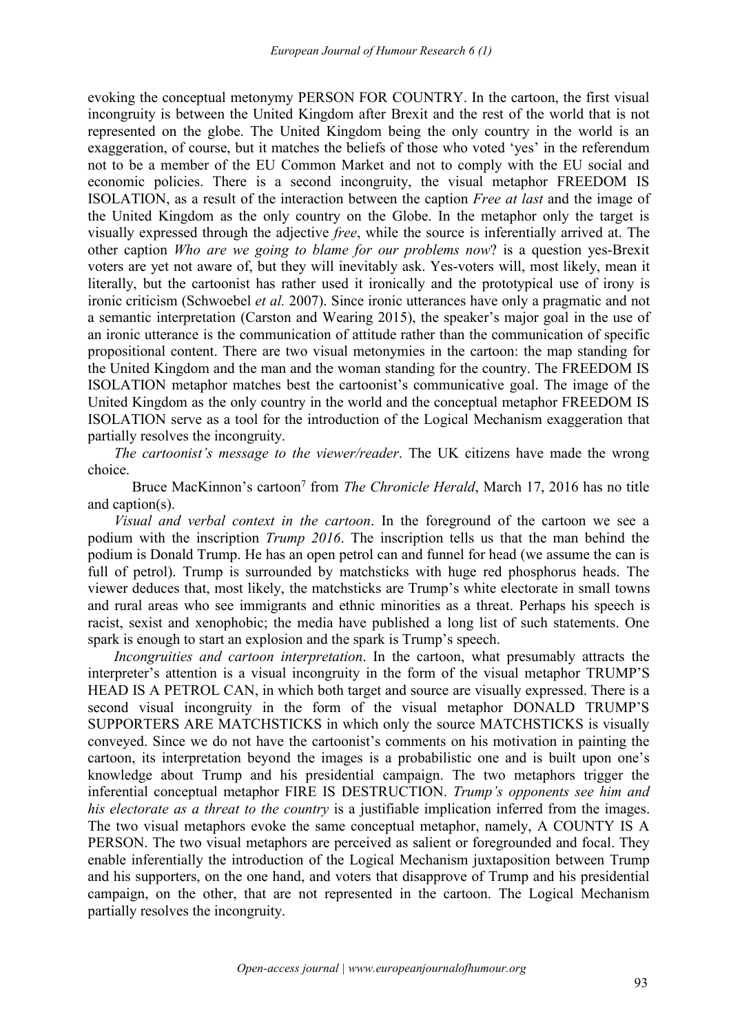evoking the conceptual metonymy PERSON FOR COUNTRY. In the cartoon, the first visual incongruity is between the United Kingdom after Brexit and the rest of the world that is not represented on the globe. The United Kingdom being the only country in the world is an exaggeration, of course, but it matches the beliefs of those who voted 'yes' in the referendum not to be a member of the EU Common Market and not to comply with the EU social and economic policies. There is a second incongruity, the visual metaphor FREEDOM IS ISOLATION, as a result of the interaction between the caption *Free at last* and the image of the United Kingdom as the only country on the Globe. In the metaphor only the target is visually expressed through the adjective *free*, while the source is inferentially arrived at. The other caption *Who are we going to blame for our problems now*? is a question yes-Brexit voters are yet not aware of, but they will inevitably ask. Yes-voters will, most likely, mean it literally, but the cartoonist has rather used it ironically and the prototypical use of irony is ironic criticism (Schwoebel *et al.* 2007). Since ironic utterances have only a pragmatic and not a semantic interpretation (Carston and Wearing 2015), the speaker's major goal in the use of an ironic utterance is the communication of attitude rather than the communication of specific propositional content. There are two visual metonymies in the cartoon: the map standing for the United Kingdom and the man and the woman standing for the country. The FREEDOM IS ISOLATION metaphor matches best the cartoonist's communicative goal. The image of the United Kingdom as the only country in the world and the conceptual metaphor FREEDOM IS ISOLATION serve as a tool for the introduction of the Logical Mechanism exaggeration that partially resolves the incongruity.

*The cartoonist's message to the viewer/reader*. The UK citizens have made the wrong choice.

Bruce MacKinnon's cartoon[7] from *The Chronicle Herald*, March 17, 2016 has no title and caption(s).

*Visual and verbal context in the cartoon*. In the foreground of the cartoon we see a podium with the inscription *Trump 2016*. The inscription tells us that the man behind the podium is Donald Trump. He has an open petrol can and funnel for head (we assume the can is full of petrol). Trump is surrounded by matchsticks with huge red phosphorus heads. The viewer deduces that, most likely, the matchsticks are Trump's white electorate in small towns and rural areas who see immigrants and ethnic minorities as a threat. Perhaps his speech is racist, sexist and xenophobic; the media have published a long list of such statements. One spark is enough to start an explosion and the spark is Trump's speech.

*Incongruities and cartoon interpretation*. In the cartoon, what presumably attracts the interpreter's attention is a visual incongruity in the form of the visual metaphor TRUMP'S HEAD IS A PETROL CAN, in which both target and source are visually expressed. There is a second visual incongruity in the form of the visual metaphor DONALD TRUMP'S SUPPORTERS ARE MATCHSTICKS in which only the source MATCHSTICKS is visually conveyed. Since we do not have the cartoonist's comments on his motivation in painting the cartoon, its interpretation beyond the images is a probabilistic one and is built upon one's knowledge about Trump and his presidential campaign. The two metaphors trigger the inferential conceptual metaphor FIRE IS DESTRUCTION. *Trump's opponents see him and his electorate as a threat to the country* is a justifiable implication inferred from the images. The two visual metaphors evoke the same conceptual metaphor, namely, A COUNTY IS A PERSON. The two visual metaphors are perceived as salient or foregrounded and focal. They enable inferentially the introduction of the Logical Mechanism juxtaposition between Trump and his supporters, on the one hand, and voters that disapprove of Trump and his presidential campaign, on the other, that are not represented in the cartoon. The Logical Mechanism partially resolves the incongruity.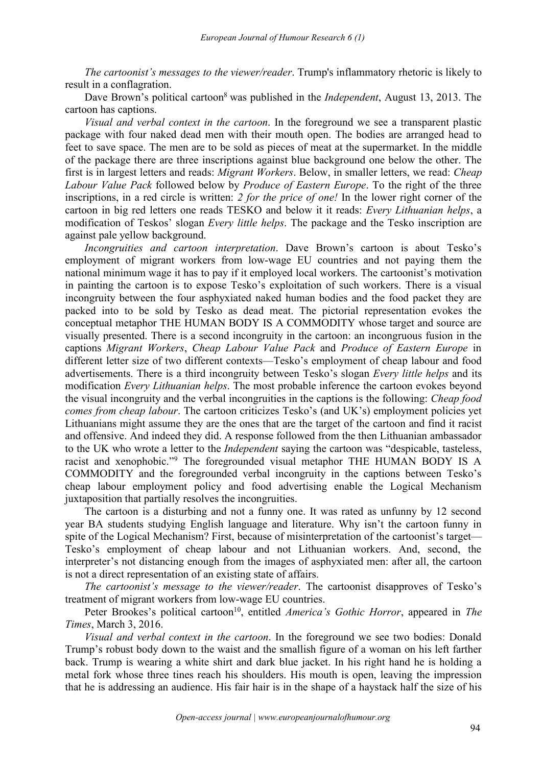*The cartoonist's messages to the viewer/reader*. Trump's inflammatory rhetoric is likely to result in a conflagration.

Dave Brown's political cartoon[8] was published in the *Independent*, August 13, 2013. The cartoon has captions.

*Visual and verbal context in the cartoon*. In the foreground we see a transparent plastic package with four naked dead men with their mouth open. The bodies are arranged head to feet to save space. The men are to be sold as pieces of meat at the supermarket. In the middle of the package there are three inscriptions against blue background one below the other. The first is in largest letters and reads: *Migrant Workers*. Below, in smaller letters, we read: *Cheap Labour Value Pack* followed below by *Produce of Eastern Europe*. To the right of the three inscriptions, in a red circle is written: *2 for the price of one!* In the lower right corner of the cartoon in big red letters one reads TESKO and below it it reads: *Every Lithuanian helps*, a modification of Teskos' slogan *Every little helps*. The package and the Tesko inscription are against pale yellow background.

*Incongruities and cartoon interpretation*. Dave Brown's cartoon is about Tesko's employment of migrant workers from low-wage EU countries and not paying them the national minimum wage it has to pay if it employed local workers. The cartoonist's motivation in painting the cartoon is to expose Tesko's exploitation of such workers. There is a visual incongruity between the four asphyxiated naked human bodies and the food packet they are packed into to be sold by Tesko as dead meat. The pictorial representation evokes the conceptual metaphor THE HUMAN BODY IS A COMMODITY whose target and source are visually presented. There is a second incongruity in the cartoon: an incongruous fusion in the captions *Migrant Workers*, *Cheap Labour Value Pack* and *Produce of Eastern Europe* in different letter size of two different contexts—Tesko's employment of cheap labour and food advertisements. There is a third incongruity between Tesko's slogan *Every little helps* and its modification *Every Lithuanian helps*. The most probable inference the cartoon evokes beyond the visual incongruity and the verbal incongruities in the captions is the following: *Cheap food comes from cheap labour*. The cartoon criticizes Tesko's (and UK's) employment policies yet Lithuanians might assume they are the ones that are the target of the cartoon and find it racist and offensive. And indeed they did. A response followed from the then Lithuanian ambassador to the UK who wrote a letter to the *Independent* saying the cartoon was "despicable, tasteless, racist and xenophobic."[9] The foregrounded visual metaphor THE HUMAN BODY IS A COMMODITY and the foregrounded verbal incongruity in the captions between Tesko's cheap labour employment policy and food advertising enable the Logical Mechanism juxtaposition that partially resolves the incongruities.

The cartoon is a disturbing and not a funny one. It was rated as unfunny by 12 second year BA students studying English language and literature. Why isn't the cartoon funny in spite of the Logical Mechanism? First, because of misinterpretation of the cartoonist's target—Tesko's employment of cheap labour and not Lithuanian workers. And, second, the interpreter's not distancing enough from the images of asphyxiated men: after all, the cartoon is not a direct representation of an existing state of affairs.

*The cartoonist's message to the viewer/reader*. The cartoonist disapproves of Tesko's treatment of migrant workers from low-wage EU countries.

Peter Brookes's political cartoon[10], entitled *America's Gothic Horror*, appeared in *The Times*, March 3, 2016.

*Visual and verbal context in the cartoon*. In the foreground we see two bodies: Donald Trump's robust body down to the waist and the smallish figure of a woman on his left farther back. Trump is wearing a white shirt and dark blue jacket. In his right hand he is holding a metal fork whose three tines reach his shoulders. His mouth is open, leaving the impression that he is addressing an audience. His fair hair is in the shape of a haystack half the size of his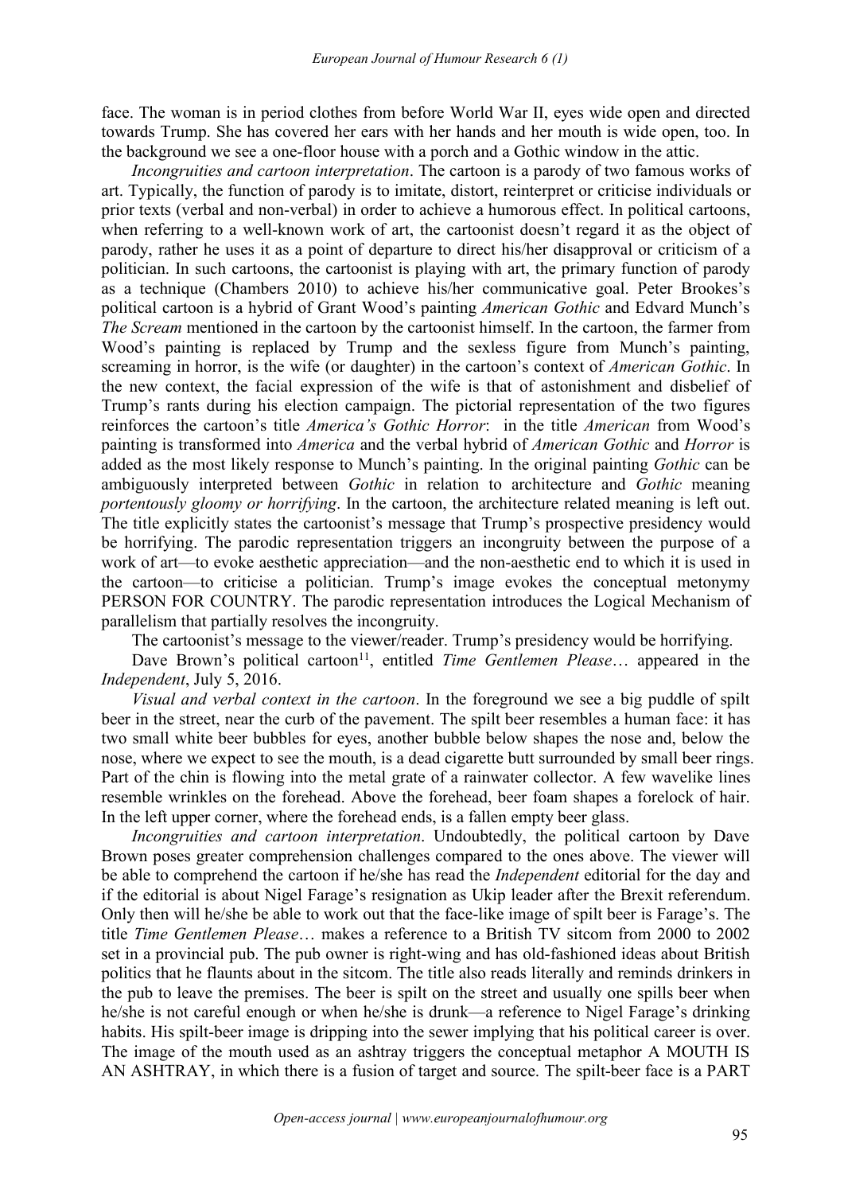face. The woman is in period clothes from before World War II, eyes wide open and directed towards Trump. She has covered her ears with her hands and her mouth is wide open, too. In the background we see a one-floor house with a porch and a Gothic window in the attic.

*Incongruities and cartoon interpretation*. The cartoon is a parody of two famous works of art. Typically, the function of parody is to imitate, distort, reinterpret or criticise individuals or prior texts (verbal and non-verbal) in order to achieve a humorous effect. In political cartoons, when referring to a well-known work of art, the cartoonist doesn't regard it as the object of parody, rather he uses it as a point of departure to direct his/her disapproval or criticism of a politician. In such cartoons, the cartoonist is playing with art, the primary function of parody as a technique (Chambers 2010) to achieve his/her communicative goal. Peter Brookes's political cartoon is a hybrid of Grant Wood's painting *American Gothic* and Edvard Munch's *The Scream* mentioned in the cartoon by the cartoonist himself. In the cartoon, the farmer from Wood's painting is replaced by Trump and the sexless figure from Munch's painting, screaming in horror, is the wife (or daughter) in the cartoon's context of *American Gothic*. In the new context, the facial expression of the wife is that of astonishment and disbelief of Trump's rants during his election campaign. The pictorial representation of the two figures reinforces the cartoon's title *America's Gothic Horror*: in the title *American* from Wood's painting is transformed into *America* and the verbal hybrid of *American Gothic* and *Horror* is added as the most likely response to Munch's painting. In the original painting *Gothic* can be ambiguously interpreted between *Gothic* in relation to architecture and *Gothic* meaning *portentously gloomy or horrifying*. In the cartoon, the architecture related meaning is left out. The title explicitly states the cartoonist's message that Trump's prospective presidency would be horrifying. The parodic representation triggers an incongruity between the purpose of a work of art—to evoke aesthetic appreciation—and the non-aesthetic end to which it is used in the cartoon—to criticise a politician. Trump's image evokes the conceptual metonymy PERSON FOR COUNTRY. The parodic representation introduces the Logical Mechanism of parallelism that partially resolves the incongruity.

The cartoonist's message to the viewer/reader. Trump's presidency would be horrifying.

Dave Brown's political cartoon[11], entitled *Time Gentlemen Please*… appeared in the *Independent*, July 5, 2016.

*Visual and verbal context in the cartoon*. In the foreground we see a big puddle of spilt beer in the street, near the curb of the pavement. The spilt beer resembles a human face: it has two small white beer bubbles for eyes, another bubble below shapes the nose and, below the nose, where we expect to see the mouth, is a dead cigarette butt surrounded by small beer rings. Part of the chin is flowing into the metal grate of a rainwater collector. A few wavelike lines resemble wrinkles on the forehead. Above the forehead, beer foam shapes a forelock of hair. In the left upper corner, where the forehead ends, is a fallen empty beer glass.

*Incongruities and cartoon interpretation*. Undoubtedly, the political cartoon by Dave Brown poses greater comprehension challenges compared to the ones above. The viewer will be able to comprehend the cartoon if he/she has read the *Independent* editorial for the day and if the editorial is about Nigel Farage's resignation as Ukip leader after the Brexit referendum. Only then will he/she be able to work out that the face-like image of spilt beer is Farage's. The title *Time Gentlemen Please*… makes a reference to a British TV sitcom from 2000 to 2002 set in a provincial pub. The pub owner is right-wing and has old-fashioned ideas about British politics that he flaunts about in the sitcom. The title also reads literally and reminds drinkers in the pub to leave the premises. The beer is spilt on the street and usually one spills beer when he/she is not careful enough or when he/she is drunk—a reference to Nigel Farage's drinking habits. His spilt-beer image is dripping into the sewer implying that his political career is over. The image of the mouth used as an ashtray triggers the conceptual metaphor A MOUTH IS AN ASHTRAY, in which there is a fusion of target and source. The spilt-beer face is a PART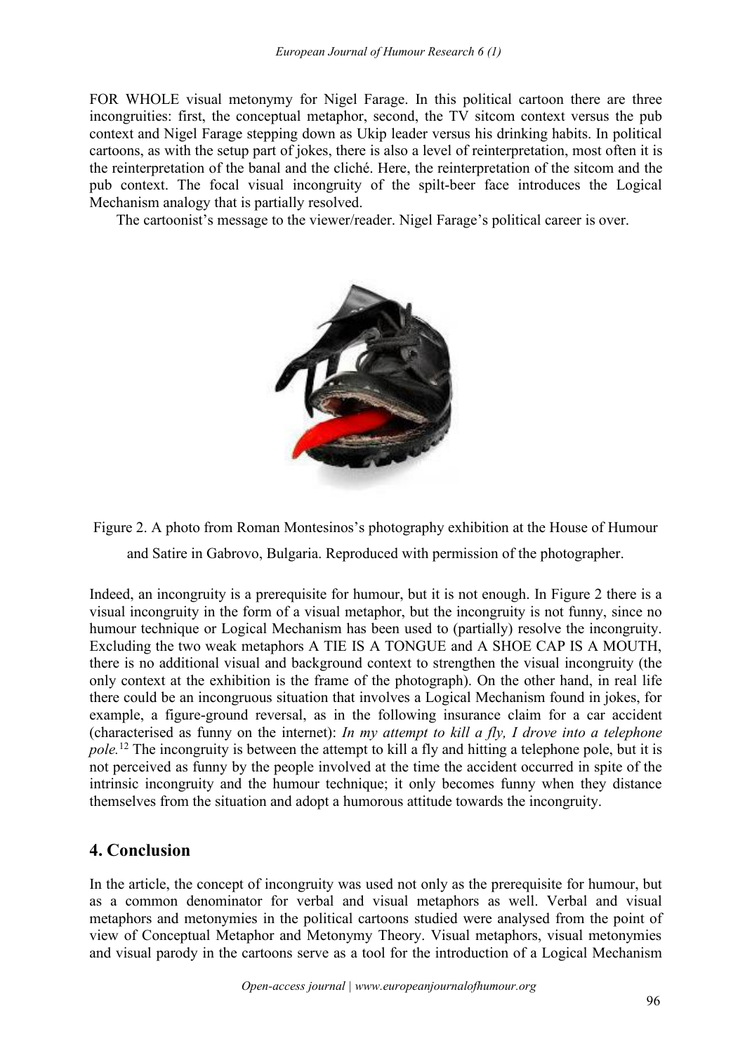FOR WHOLE visual metonymy for Nigel Farage. In this political cartoon there are three incongruities: first, the conceptual metaphor, second, the TV sitcom context versus the pub context and Nigel Farage stepping down as Ukip leader versus his drinking habits. In political cartoons, as with the setup part of jokes, there is also a level of reinterpretation, most often it is the reinterpretation of the banal and the cliché. Here, the reinterpretation of the sitcom and the pub context. The focal visual incongruity of the spilt-beer face introduces the Logical Mechanism analogy that is partially resolved.

The cartoonist's message to the viewer/reader. Nigel Farage's political career is over.

Figure 2. A photo from Roman Montesinos's photography exhibition at the House of Humour and Satire in Gabrovo, Bulgaria. Reproduced with permission of the photographer.

Indeed, an incongruity is a prerequisite for humour, but it is not enough. In Figure 2 there is a visual incongruity in the form of a visual metaphor, but the incongruity is not funny, since no humour technique or Logical Mechanism has been used to (partially) resolve the incongruity. Excluding the two weak metaphors A TIE IS A TONGUE and A SHOE CAP IS A MOUTH, there is no additional visual and background context to strengthen the visual incongruity (the only context at the exhibition is the frame of the photograph). On the other hand, in real life there could be an incongruous situation that involves a Logical Mechanism found in jokes, for example, a figure-ground reversal, as in the following insurance claim for a car accident (characterised as funny on the internet): *In my attempt to kill a fly, I drove into a telephone pole.*[12] The incongruity is between the attempt to kill a fly and hitting a telephone pole, but it is not perceived as funny by the people involved at the time the accident occurred in spite of the intrinsic incongruity and the humour technique; it only becomes funny when they distance themselves from the situation and adopt a humorous attitude towards the incongruity.

## 4. Conclusion

In the article, the concept of incongruity was used not only as the prerequisite for humour, but as a common denominator for verbal and visual metaphors as well. Verbal and visual metaphors and metonymies in the political cartoons studied were analysed from the point of view of Conceptual Metaphor and Metonymy Theory. Visual metaphors, visual metonymies and visual parody in the cartoons serve as a tool for the introduction of a Logical Mechanism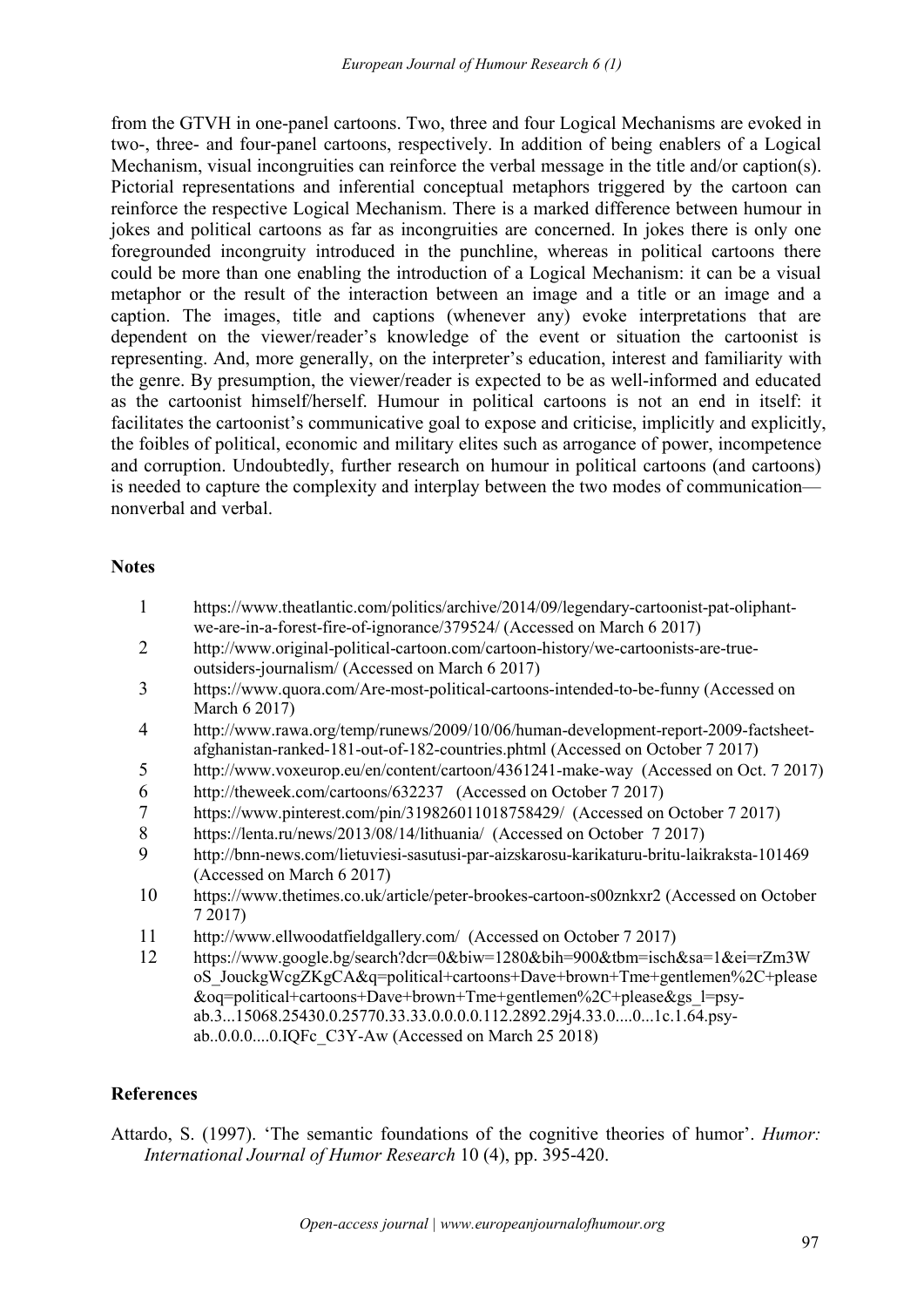from the GTVH in one-panel cartoons. Two, three and four Logical Mechanisms are evoked in two-, three- and four-panel cartoons, respectively. In addition of being enablers of a Logical Mechanism, visual incongruities can reinforce the verbal message in the title and/or caption(s). Pictorial representations and inferential conceptual metaphors triggered by the cartoon can reinforce the respective Logical Mechanism. There is a marked difference between humour in jokes and political cartoons as far as incongruities are concerned. In jokes there is only one foregrounded incongruity introduced in the punchline, whereas in political cartoons there could be more than one enabling the introduction of a Logical Mechanism: it can be a visual metaphor or the result of the interaction between an image and a title or an image and a caption. The images, title and captions (whenever any) evoke interpretations that are dependent on the viewer/reader's knowledge of the event or situation the cartoonist is representing. And, more generally, on the interpreter's education, interest and familiarity with the genre. By presumption, the viewer/reader is expected to be as well-informed and educated as the cartoonist himself/herself. Humour in political cartoons is not an end in itself: it facilitates the cartoonist's communicative goal to expose and criticise, implicitly and explicitly, the foibles of political, economic and military elites such as arrogance of power, incompetence and corruption. Undoubtedly, further research on humour in political cartoons (and cartoons) is needed to capture the complexity and interplay between the two modes of communication—nonverbal and verbal.

## Notes

1. https://www.theatlantic.com/politics/archive/2014/09/legendary-cartoonist-pat-oliphant-we-are-in-a-forest-fire-of-ignorance/379524/ (Accessed on March 6 2017)
2. http://www.original-political-cartoon.com/cartoon-history/we-cartoonists-are-true-outsiders-journalism/ (Accessed on March 6 2017)
3. https://www.quora.com/Are-most-political-cartoons-intended-to-be-funny (Accessed on March 6 2017)
4. http://www.rawa.org/temp/runews/2009/10/06/human-development-report-2009-factsheet-afghanistan-ranked-181-out-of-182-countries.phtml (Accessed on October 7 2017)
5. http://www.voxeurop.eu/en/content/cartoon/4361241-make-way (Accessed on Oct. 7 2017)
6. http://theweek.com/cartoons/632237 (Accessed on October 7 2017)
7. https://www.pinterest.com/pin/319826011018758429/ (Accessed on October 7 2017)
8. https://lenta.ru/news/2013/08/14/lithuania/ (Accessed on October 7 2017)
9. http://bnn-news.com/lietuviesi-sasutusi-par-aizskarosu-karikaturu-britu-laikraksta-101469 (Accessed on March 6 2017)
10. https://www.thetimes.co.uk/article/peter-brookes-cartoon-s00znkxr2 (Accessed on October 7 2017)
11. http://www.ellwoodatfieldgallery.com/ (Accessed on October 7 2017)
12. https://www.google.bg/search?dcr=0&biw=1280&bih=900&tbm=isch&sa=1&ei=rZm3WoS_JouckgWcgZKgCA&q=political+cartoons+Dave+brown+Tme+gentlemen%2C+please&oq=political+cartoons+Dave+brown+Tme+gentlemen%2C+please&gs_l=psy-ab.3...15068.25430.0.25770.33.33.0.0.0.0.112.2892.29j4.33.0....0...1c.1.64.psy-ab..0.0.0....0.IQFc_C3Y-Aw (Accessed on March 25 2018)

## References

Attardo, S. (1997). 'The semantic foundations of the cognitive theories of humor'. *Humor: International Journal of Humor Research* 10 (4), pp. 395-420.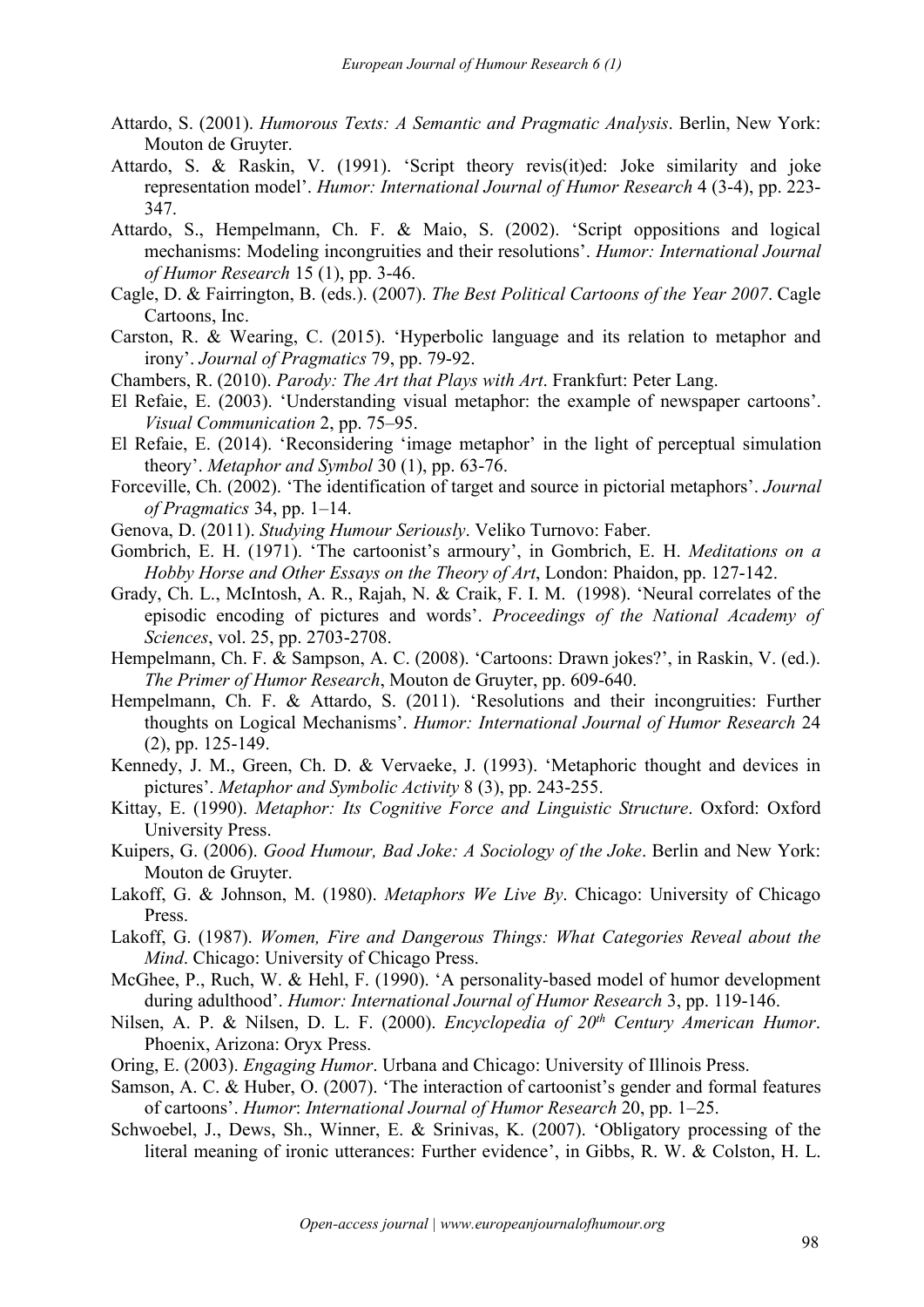Attardo, S. (2001). *Humorous Texts: A Semantic and Pragmatic Analysis*. Berlin, New York: Mouton de Gruyter.

Attardo, S. & Raskin, V. (1991). 'Script theory revis(it)ed: Joke similarity and joke representation model'. *Humor: International Journal of Humor Research* 4 (3-4), pp. 223-347.

Attardo, S., Hempelmann, Ch. F. & Maio, S. (2002). 'Script oppositions and logical mechanisms: Modeling incongruities and their resolutions'. *Humor: International Journal of Humor Research* 15 (1), pp. 3-46.

Cagle, D. & Fairrington, B. (eds.). (2007). *The Best Political Cartoons of the Year 2007*. Cagle Cartoons, Inc.

Carston, R. & Wearing, C. (2015). 'Hyperbolic language and its relation to metaphor and irony'. *Journal of Pragmatics* 79, pp. 79-92.

Chambers, R. (2010). *Parody: The Art that Plays with Art*. Frankfurt: Peter Lang.

El Refaie, E. (2003). 'Understanding visual metaphor: the example of newspaper cartoons'. *Visual Communication* 2, pp. 75–95.

El Refaie, E. (2014). 'Reconsidering 'image metaphor' in the light of perceptual simulation theory'. *Metaphor and Symbol* 30 (1), pp. 63-76.

Forceville, Ch. (2002). 'The identification of target and source in pictorial metaphors'. *Journal of Pragmatics* 34, pp. 1–14.

Genova, D. (2011). *Studying Humour Seriously*. Veliko Turnovo: Faber.

Gombrich, E. H. (1971). 'The cartoonist's armoury', in Gombrich, E. H. *Meditations on a Hobby Horse and Other Essays on the Theory of Art*, London: Phaidon, pp. 127-142.

Grady, Ch. L., McIntosh, A. R., Rajah, N. & Craik, F. I. M. (1998). 'Neural correlates of the episodic encoding of pictures and words'. *Proceedings of the National Academy of Sciences*, vol. 25, pp. 2703-2708.

Hempelmann, Ch. F. & Sampson, A. C. (2008). 'Cartoons: Drawn jokes?', in Raskin, V. (ed.). *The Primer of Humor Research*, Mouton de Gruyter, pp. 609-640.

Hempelmann, Ch. F. & Attardo, S. (2011). 'Resolutions and their incongruities: Further thoughts on Logical Mechanisms'. *Humor: International Journal of Humor Research* 24 (2), pp. 125-149.

Kennedy, J. M., Green, Ch. D. & Vervaeke, J. (1993). 'Metaphoric thought and devices in pictures'. *Metaphor and Symbolic Activity* 8 (3), pp. 243-255.

Kittay, E. (1990). *Metaphor: Its Cognitive Force and Linguistic Structure*. Oxford: Oxford University Press.

Kuipers, G. (2006). *Good Humour, Bad Joke: A Sociology of the Joke*. Berlin and New York: Mouton de Gruyter.

Lakoff, G. & Johnson, M. (1980). *Metaphors We Live By*. Chicago: University of Chicago Press.

Lakoff, G. (1987). *Women, Fire and Dangerous Things: What Categories Reveal about the Mind*. Chicago: University of Chicago Press.

McGhee, P., Ruch, W. & Hehl, F. (1990). 'A personality-based model of humor development during adulthood'. *Humor: International Journal of Humor Research* 3, pp. 119-146.

Nilsen, A. P. & Nilsen, D. L. F. (2000). *Encyclopedia of 20th Century American Humor*. Phoenix, Arizona: Oryx Press.

Oring, E. (2003). *Engaging Humor*. Urbana and Chicago: University of Illinois Press.

Samson, A. C. & Huber, O. (2007). 'The interaction of cartoonist's gender and formal features of cartoons'. *Humor*: *International Journal of Humor Research* 20, pp. 1–25.

Schwoebel, J., Dews, Sh., Winner, E. & Srinivas, K. (2007). 'Obligatory processing of the literal meaning of ironic utterances: Further evidence', in Gibbs, R. W. & Colston, H. L.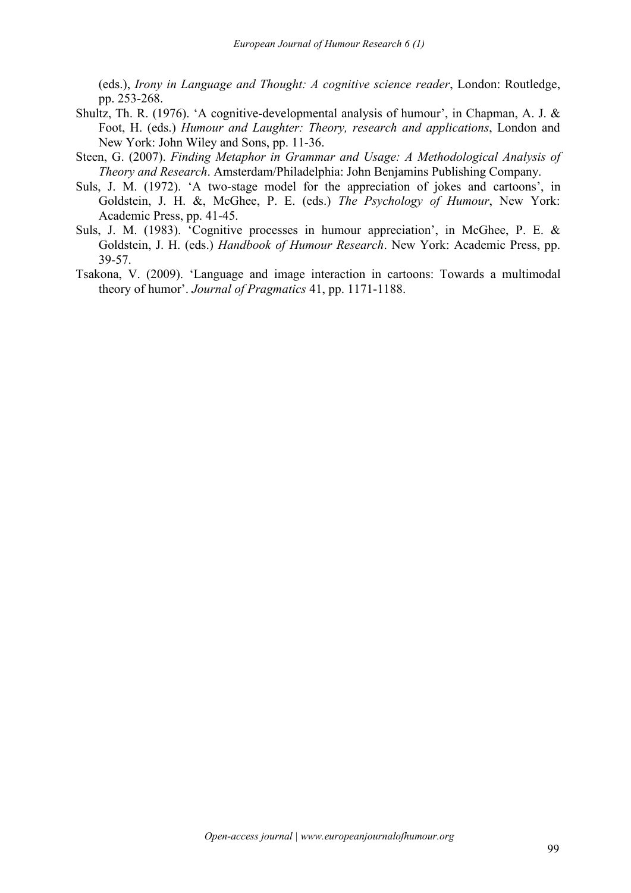(eds.), *Irony in Language and Thought: A cognitive science reader*, London: Routledge, pp. 253-268.

Shultz, Th. R. (1976). 'A cognitive-developmental analysis of humour', in Chapman, A. J. & Foot, H. (eds.) *Humour and Laughter: Theory, research and applications*, London and New York: John Wiley and Sons, pp. 11-36.

Steen, G. (2007). *Finding Metaphor in Grammar and Usage: A Methodological Analysis of Theory and Research*. Amsterdam/Philadelphia: John Benjamins Publishing Company.

Suls, J. M. (1972). 'A two-stage model for the appreciation of jokes and cartoons', in Goldstein, J. H. &, McGhee, P. E. (eds.) *The Psychology of Humour*, New York: Academic Press, pp. 41-45.

Suls, J. M. (1983). 'Cognitive processes in humour appreciation', in McGhee, P. E. & Goldstein, J. H. (eds.) *Handbook of Humour Research*. New York: Academic Press, pp. 39-57.

Tsakona, V. (2009). 'Language and image interaction in cartoons: Towards a multimodal theory of humor'. *Journal of Pragmatics* 41, pp. 1171-1188.